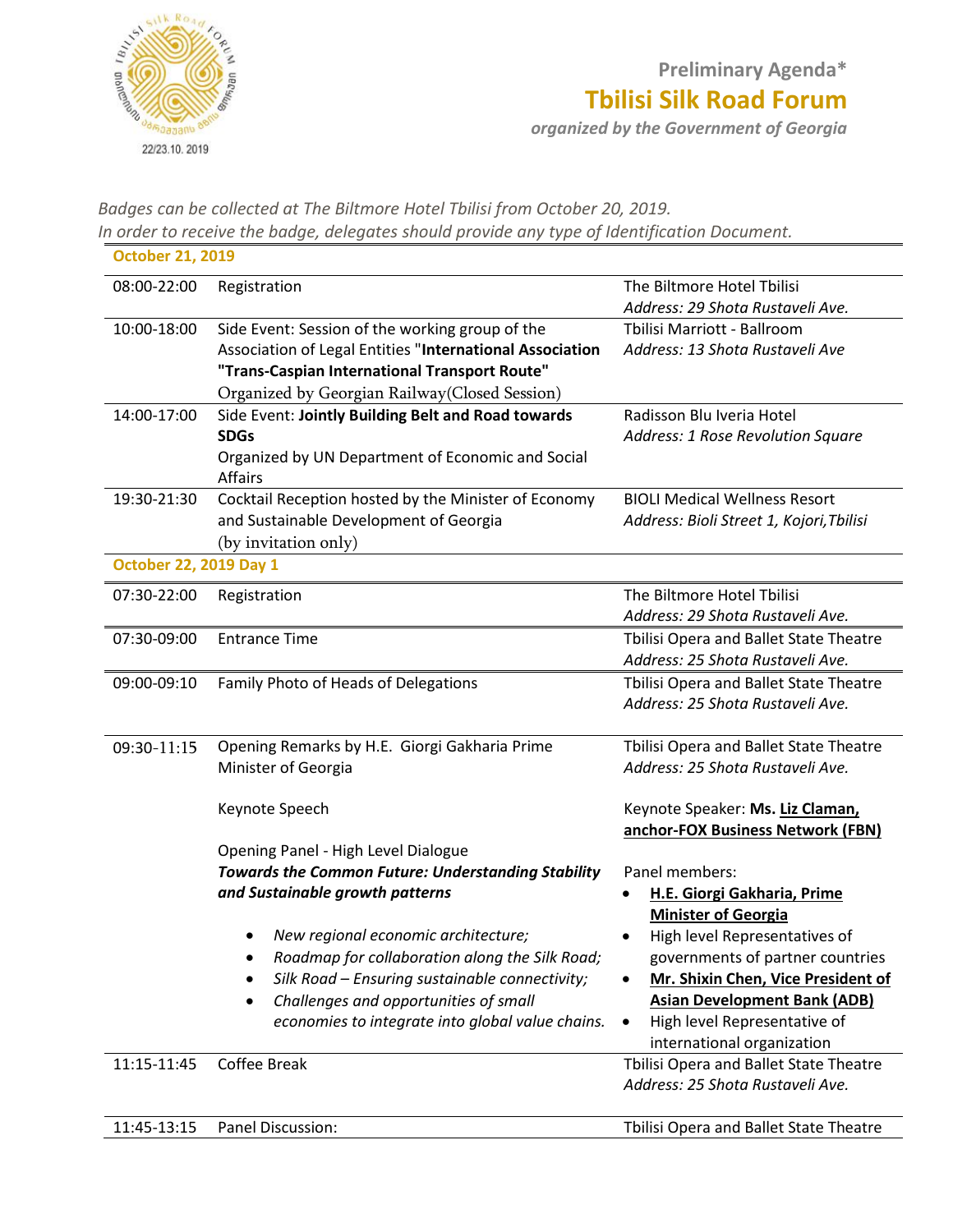Preliminary Agenda*

# Tbilisi Silk Road Forum

*organized by the Government of Georgia*

*Badges can be collected at The Biltmore Hotel Tbilisi from October 20, 2019.*
*In order to receive the badge, delegates should provide any type of Identification Document.*

| | | |
|---|---|---|
| **October 21, 2019** | | |
| 08:00-22:00 | Registration | The Biltmore Hotel Tbilisi<br>*Address: 29 Shota Rustaveli Ave.* |
| 10:00-18:00 | Side Event: Session of the working group of the Association of Legal Entities "**International Association "Trans-Caspian International Transport Route"**<br>Organized by Georgian Railway(Closed Session) | Tbilisi Marriott - Ballroom<br>*Address: 13 Shota Rustaveli Ave* |
| 14:00-17:00 | Side Event: **Jointly Building Belt and Road towards SDGs**<br>Organized by UN Department of Economic and Social Affairs | Radisson Blu Iveria Hotel<br>*Address: 1 Rose Revolution Square* |
| 19:30-21:30 | Cocktail Reception hosted by the Minister of Economy and Sustainable Development of Georgia<br>(by invitation only) | BIOLI Medical Wellness Resort<br>*Address: Bioli Street 1, Kojori,Tbilisi* |
| **October 22, 2019 Day 1** | | |
| 07:30-22:00 | Registration | The Biltmore Hotel Tbilisi<br>*Address: 29 Shota Rustaveli Ave.* |
| 07:30-09:00 | Entrance Time | Tbilisi Opera and Ballet State Theatre<br>*Address: 25 Shota Rustaveli Ave.* |
| 09:00-09:10 | Family Photo of Heads of Delegations | Tbilisi Opera and Ballet State Theatre<br>*Address: 25 Shota Rustaveli Ave.* |
| 09:30-11:15 | Opening Remarks by H.E. Giorgi Gakharia Prime Minister of Georgia<br><br>Keynote Speech<br><br>Opening Panel - High Level Dialogue<br>***Towards the Common Future: Understanding Stability and Sustainable growth patterns***<br>• *New regional economic architecture;*<br>• *Roadmap for collaboration along the Silk Road;*<br>• *Silk Road – Ensuring sustainable connectivity;*<br>• *Challenges and opportunities of small economies to integrate into global value chains.* | Tbilisi Opera and Ballet State Theatre<br>*Address: 25 Shota Rustaveli Ave.*<br><br>Keynote Speaker: **Ms. Liz Claman, anchor-FOX Business Network (FBN)**<br><br>Panel members:<br>• **H.E. Giorgi Gakharia, Prime Minister of Georgia**<br>• High level Representatives of governments of partner countries<br>• **Mr. Shixin Chen, Vice President of Asian Development Bank (ADB)**<br>• High level Representative of international organization |
| 11:15-11:45 | Coffee Break | Tbilisi Opera and Ballet State Theatre<br>*Address: 25 Shota Rustaveli Ave.* |
| 11:45-13:15 | Panel Discussion: | Tbilisi Opera and Ballet State Theatre |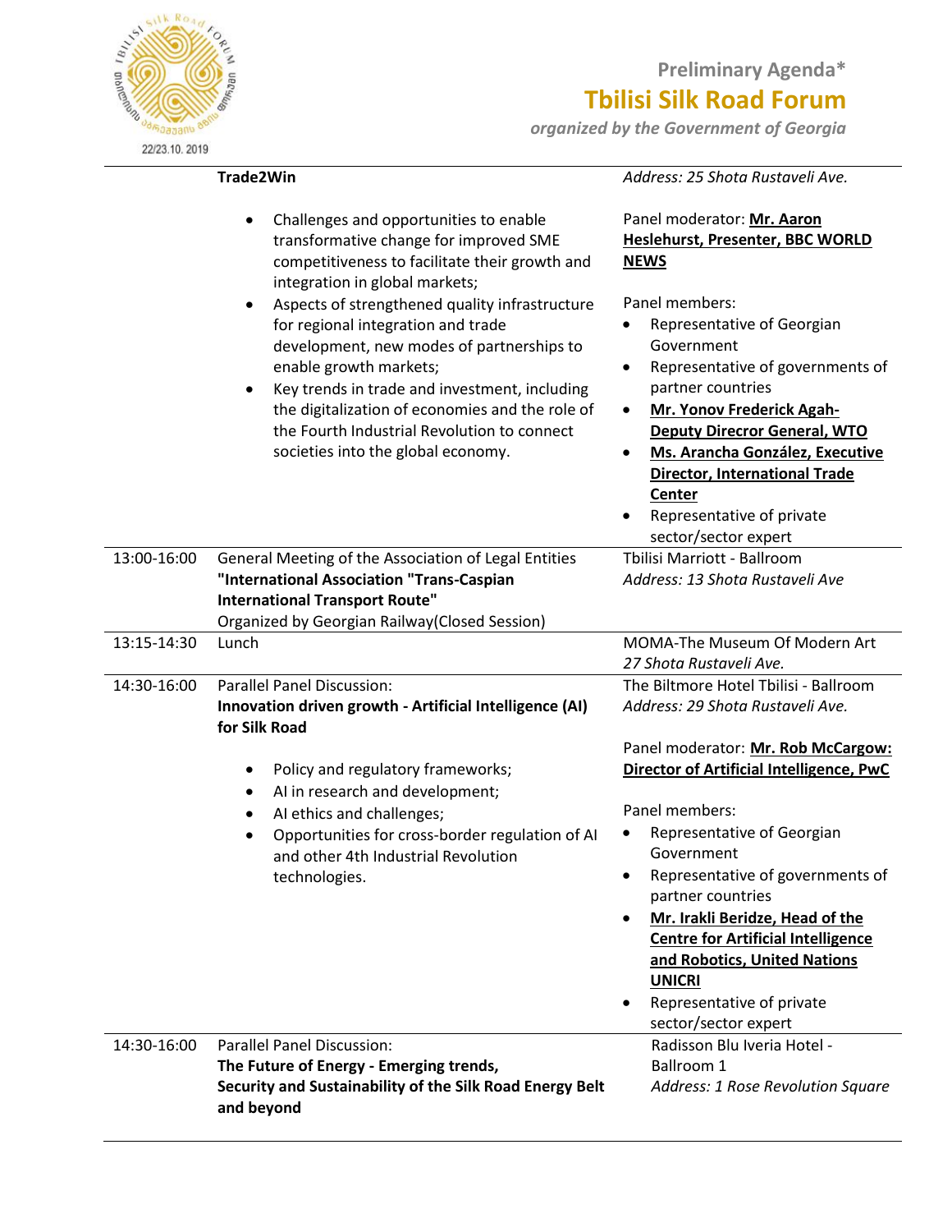**Preliminary Agenda***

**Tbilisi Silk Road Forum**

*organized by the Government of Georgia*

| | | |
|---|---|---|
| | **Trade2Win**<br><br>• Challenges and opportunities to enable transformative change for improved SME competitiveness to facilitate their growth and integration in global markets;<br>• Aspects of strengthened quality infrastructure for regional integration and trade development, new modes of partnerships to enable growth markets;<br>• Key trends in trade and investment, including the digitalization of economies and the role of the Fourth Industrial Revolution to connect societies into the global economy. | *Address: 25 Shota Rustaveli Ave.*<br><br>Panel moderator: **Mr. Aaron Heslehurst, Presenter, BBC WORLD NEWS**<br><br>Panel members:<br>• Representative of Georgian Government<br>• Representative of governments of partner countries<br>• **Mr. Yonov Frederick Agah-Deputy Direcror General, WTO**<br>• **Ms. Arancha González, Executive Director, International Trade Center**<br>• Representative of private sector/sector expert |
| 13:00-16:00 | General Meeting of the Association of Legal Entities **"International Association "Trans-Caspian International Transport Route"**<br>Organized by Georgian Railway(Closed Session) | Tbilisi Marriott - Ballroom<br>*Address: 13 Shota Rustaveli Ave* |
| 13:15-14:30 | Lunch | MOMA-The Museum Of Modern Art<br>*27 Shota Rustaveli Ave.* |
| 14:30-16:00 | Parallel Panel Discussion:<br>**Innovation driven growth - Artificial Intelligence (AI) for Silk Road**<br><br>• Policy and regulatory frameworks;<br>• AI in research and development;<br>• AI ethics and challenges;<br>• Opportunities for cross-border regulation of AI and other 4th Industrial Revolution technologies. | The Biltmore Hotel Tbilisi - Ballroom<br>*Address: 29 Shota Rustaveli Ave.*<br><br>Panel moderator: **Mr. Rob McCargow: Director of Artificial Intelligence, PwC**<br><br>Panel members:<br>• Representative of Georgian Government<br>• Representative of governments of partner countries<br>• **Mr. Irakli Beridze, Head of the Centre for Artificial Intelligence and Robotics, United Nations UNICRI**<br>• Representative of private sector/sector expert |
| 14:30-16:00 | Parallel Panel Discussion:<br>**The Future of Energy - Emerging trends, Security and Sustainability of the Silk Road Energy Belt and beyond** | Radisson Blu Iveria Hotel - Ballroom 1<br>*Address: 1 Rose Revolution Square* |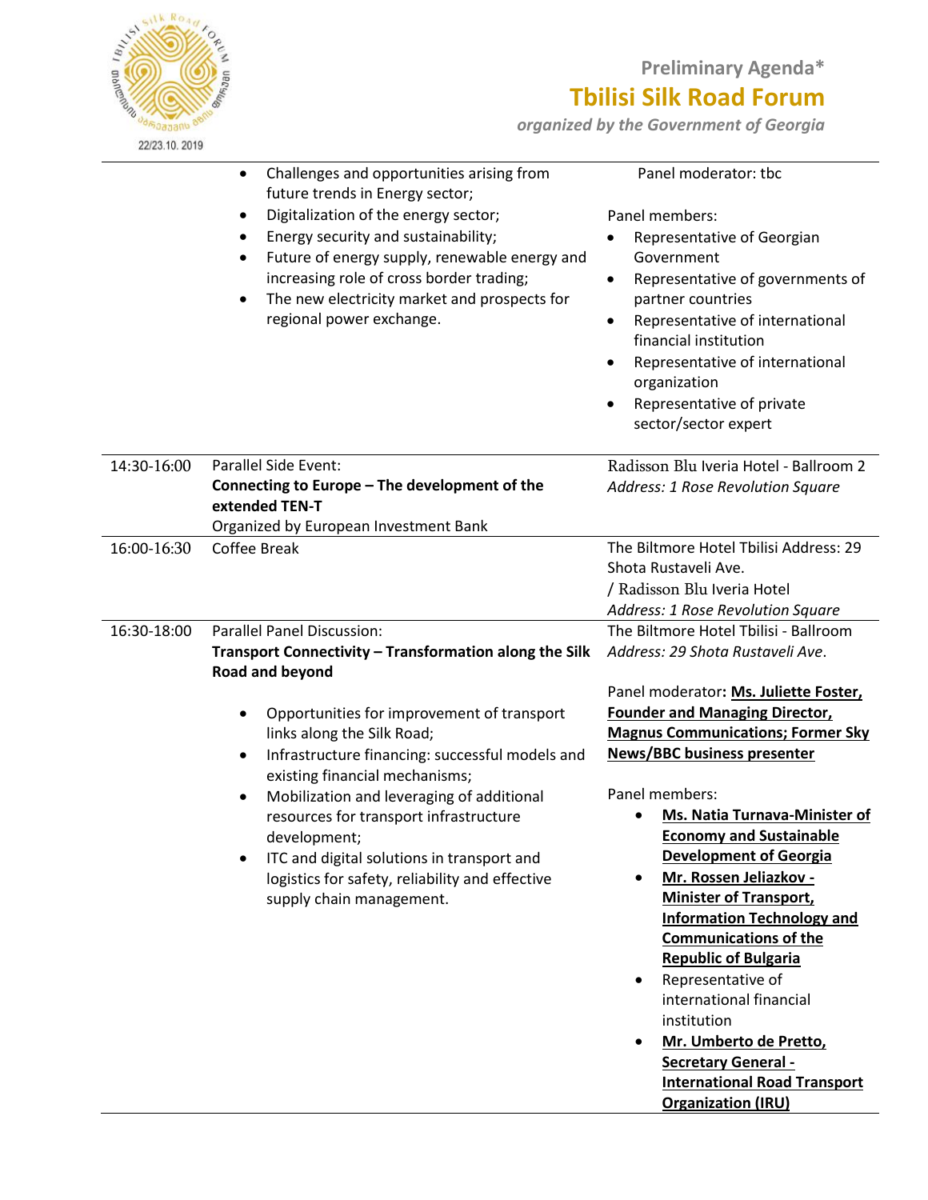| | | |
|---|---|---|
| | • Challenges and opportunities arising from future trends in Energy sector;<br>• Digitalization of the energy sector;<br>• Energy security and sustainability;<br>• Future of energy supply, renewable energy and increasing role of cross border trading;<br>• The new electricity market and prospects for regional power exchange. | Panel moderator: tbc<br><br>Panel members:<br>• Representative of Georgian Government<br>• Representative of governments of partner countries<br>• Representative of international financial institution<br>• Representative of international organization<br>• Representative of private sector/sector expert |
| 14:30-16:00 | Parallel Side Event:<br>**Connecting to Europe – The development of the extended TEN-T**<br>Organized by European Investment Bank | Radisson Blu Iveria Hotel - Ballroom 2<br>*Address: 1 Rose Revolution Square* |
| 16:00-16:30 | Coffee Break | The Biltmore Hotel Tbilisi Address: 29 Shota Rustaveli Ave.<br>/ Radisson Blu Iveria Hotel<br>*Address: 1 Rose Revolution Square* |
| 16:30-18:00 | Parallel Panel Discussion:<br>**Transport Connectivity – Transformation along the Silk Road and beyond**<br><br>• Opportunities for improvement of transport links along the Silk Road;<br>• Infrastructure financing: successful models and existing financial mechanisms;<br>• Mobilization and leveraging of additional resources for transport infrastructure development;<br>• ITC and digital solutions in transport and logistics for safety, reliability and effective supply chain management. | The Biltmore Hotel Tbilisi - Ballroom<br>*Address: 29 Shota Rustaveli Ave.*<br><br>Panel moderator**: Ms. Juliette Foster, Founder and Managing Director, Magnus Communications; Former Sky News/BBC business presenter**<br><br>Panel members:<br>• **Ms. Natia Turnava-Minister of Economy and Sustainable Development of Georgia**<br>• **Mr. Rossen Jeliazkov - Minister of Transport, Information Technology and Communications of the Republic of Bulgaria**<br>• Representative of international financial institution<br>• **Mr. Umberto de Pretto, Secretary General - International Road Transport Organization (IRU)** |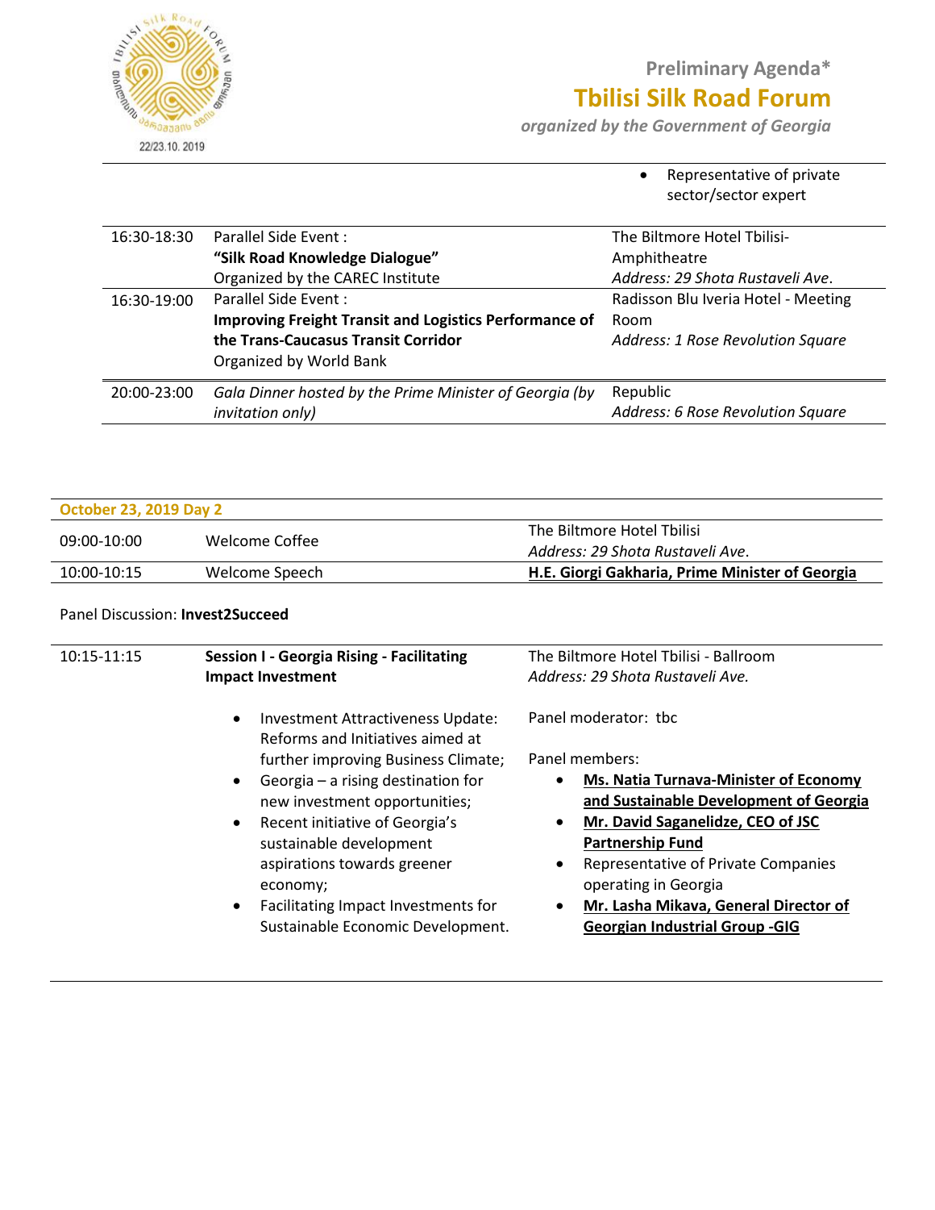- Representative of private sector/sector expert

| | | |
|---|---|---|
| 16:30-18:30 | Parallel Side Event :<br>**"Silk Road Knowledge Dialogue"**<br>Organized by the CAREC Institute | The Biltmore Hotel Tbilisi-Amphitheatre<br>*Address: 29 Shota Rustaveli Ave.* |
| 16:30-19:00 | Parallel Side Event :<br>**Improving Freight Transit and Logistics Performance of the Trans-Caucasus Transit Corridor**<br>Organized by World Bank | Radisson Blu Iveria Hotel - Meeting Room<br>*Address: 1 Rose Revolution Square* |
| 20:00-23:00 | *Gala Dinner hosted by the Prime Minister of Georgia (by invitation only)* | Republic<br>*Address: 6 Rose Revolution Square* |

| **October 23, 2019 Day 2** | | |
|---|---|---|
| 09:00-10:00 | Welcome Coffee | The Biltmore Hotel Tbilisi<br>*Address: 29 Shota Rustaveli Ave.* |
| 10:00-10:15 | Welcome Speech | **H.E. Giorgi Gakharia, Prime Minister of Georgia** |

Panel Discussion: **Invest2Succeed**

| | | |
|---|---|---|
| 10:15-11:15 | **Session I - Georgia Rising - Facilitating Impact Investment**<br><br>• Investment Attractiveness Update: Reforms and Initiatives aimed at further improving Business Climate;<br>• Georgia – a rising destination for new investment opportunities;<br>• Recent initiative of Georgia's sustainable development aspirations towards greener economy;<br>• Facilitating Impact Investments for Sustainable Economic Development. | The Biltmore Hotel Tbilisi - Ballroom<br>*Address: 29 Shota Rustaveli Ave.*<br><br>Panel moderator: tbc<br><br>Panel members:<br>• **Ms. Natia Turnava-Minister of Economy and Sustainable Development of Georgia**<br>• **Mr. David Saganelidze, CEO of JSC Partnership Fund**<br>• Representative of Private Companies operating in Georgia<br>• **Mr. Lasha Mikava, General Director of Georgian Industrial Group -GIG** |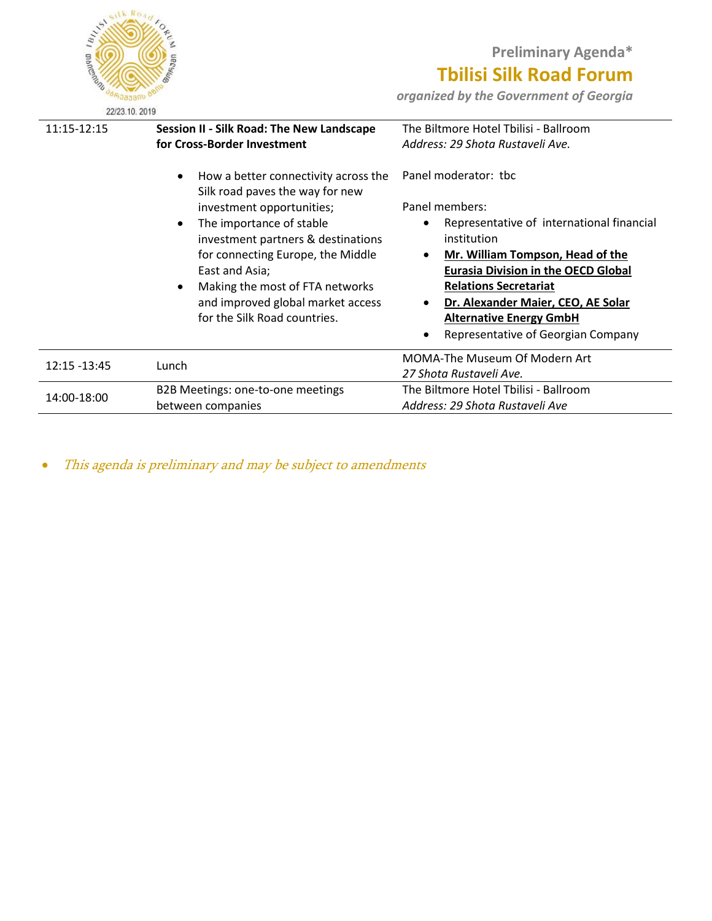Preliminary Agenda*

**Tbilisi Silk Road Forum**

*organized by the Government of Georgia*

22/23.10. 2019

| | | |
|---|---|---|
| 11:15-12:15 | **Session II - Silk Road: The New Landscape for Cross-Border Investment**<br><br>• How a better connectivity across the Silk road paves the way for new investment opportunities;<br>• The importance of stable investment partners & destinations for connecting Europe, the Middle East and Asia;<br>• Making the most of FTA networks and improved global market access for the Silk Road countries. | The Biltmore Hotel Tbilisi - Ballroom<br>*Address: 29 Shota Rustaveli Ave.*<br><br>Panel moderator: tbc<br><br>Panel members:<br>• Representative of international financial institution<br>• **Mr. William Tompson, Head of the Eurasia Division in the OECD Global Relations Secretariat**<br>• **Dr. Alexander Maier, CEO, AE Solar Alternative Energy GmbH**<br>• Representative of Georgian Company |
| 12:15 -13:45 | Lunch | MOMA-The Museum Of Modern Art<br>*27 Shota Rustaveli Ave.* |
| 14:00-18:00 | B2B Meetings: one-to-one meetings between companies | The Biltmore Hotel Tbilisi - Ballroom<br>*Address: 29 Shota Rustaveli Ave* |

- *This agenda is preliminary and may be subject to amendments*